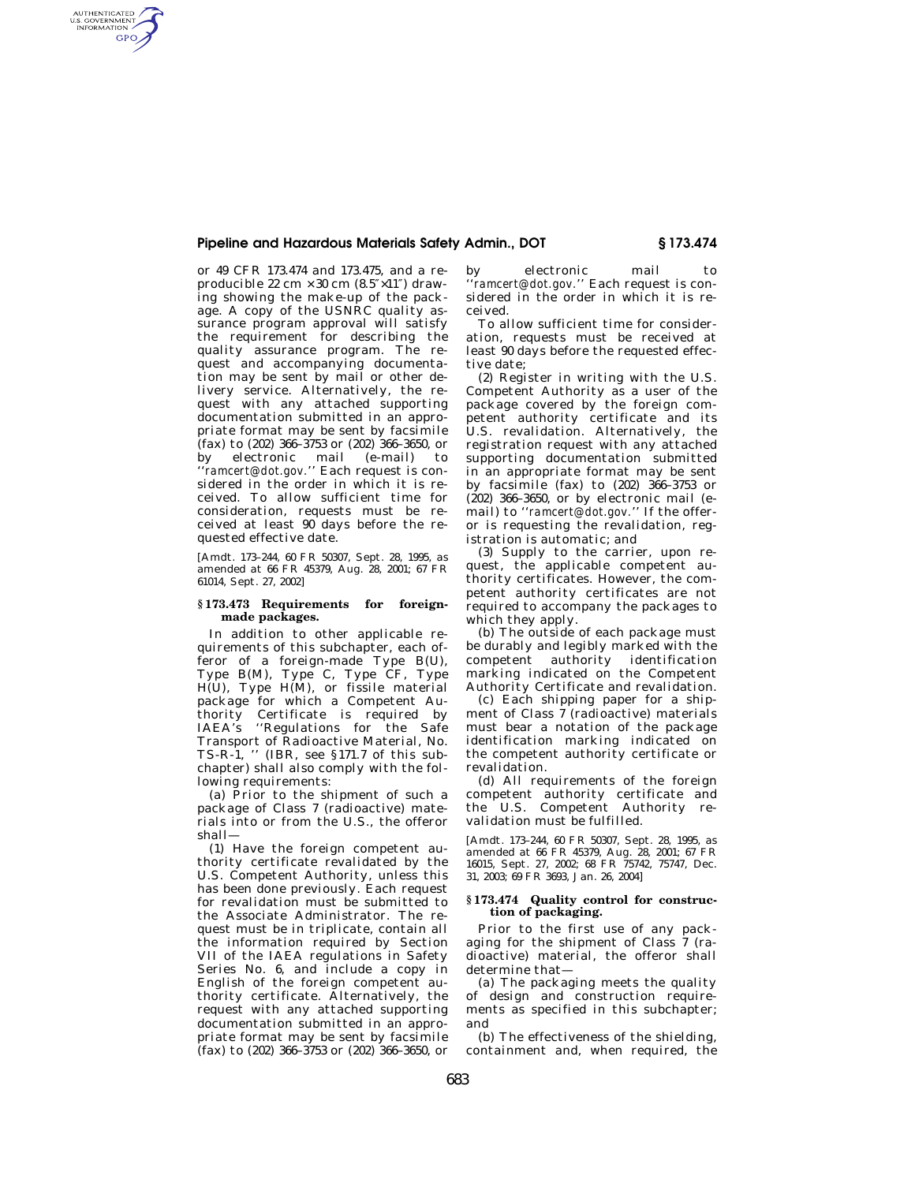or 49 CFR 173.474 and 173.475, and a reproducible 22 cm × 30 cm (8.5″×11″) drawing showing the make-up of the package. A copy of the USNRC quality assurance program approval will satisfy the requirement for describing the quality assurance program. The request and accompanying documentation may be sent by mail or other delivery service. Alternatively, the request with any attached supporting documentation submitted in an appropriate format may be sent by facsimile (fax) to (202) 366–3753 or (202) 366–3650, or by electronic mail (e-mail) to ''*ramcert@dot.gov*.'' Each request is considered in the order in which it is received. To allow sufficient time for consideration, requests must be received at least 90 days before the requested effective date.

[Amdt. 173–244, 60 FR 50307, Sept. 28, 1995, as amended at 66 FR 45379, Aug. 28, 2001; 67 FR 61014, Sept. 27, 2002]

## § 173.473 Requirements for foreign-made packages.

In addition to other applicable requirements of this subchapter, each offeror of a foreign-made Type B(U), Type B(M), Type C, Type CF, Type H(U), Type H(M), or fissile material package for which a Competent Authority Certificate is required by IAEA's ''Regulations for the Safe Transport of Radioactive Material, No. TS-R-1, '' (IBR, see §171.7 of this subchapter) shall also comply with the following requirements:

(a) Prior to the shipment of such a package of Class 7 (radioactive) materials into or from the U.S., the offeror shall—

(1) Have the foreign competent authority certificate revalidated by the U.S. Competent Authority, unless this has been done previously. Each request for revalidation must be submitted to the Associate Administrator. The request must be in triplicate, contain all the information required by Section VII of the IAEA regulations in Safety Series No. 6, and include a copy in English of the foreign competent authority certificate. Alternatively, the request with any attached supporting documentation submitted in an appropriate format may be sent by facsimile (fax) to (202) 366–3753 or (202) 366–3650, or by electronic mail to ''*ramcert@dot.gov*.'' Each request is considered in the order in which it is received.

To allow sufficient time for consideration, requests must be received at least 90 days before the requested effective date;

(2) Register in writing with the U.S. Competent Authority as a user of the package covered by the foreign competent authority certificate and its U.S. revalidation. Alternatively, the registration request with any attached supporting documentation submitted in an appropriate format may be sent by facsimile (fax) to (202) 366–3753 or (202) 366–3650, or by electronic mail (e-mail) to ''*ramcert@dot.gov*.'' If the offeror is requesting the revalidation, registration is automatic; and

(3) Supply to the carrier, upon request, the applicable competent authority certificates. However, the competent authority certificates are not required to accompany the packages to which they apply.

(b) The outside of each package must be durably and legibly marked with the competent authority identification marking indicated on the Competent Authority Certificate and revalidation.

(c) Each shipping paper for a shipment of Class 7 (radioactive) materials must bear a notation of the package identification marking indicated on the competent authority certificate or revalidation.

(d) All requirements of the foreign competent authority certificate and the U.S. Competent Authority revalidation must be fulfilled.

[Amdt. 173–244, 60 FR 50307, Sept. 28, 1995, as amended at 66 FR 45379, Aug. 28, 2001; 67 FR 16015, Sept. 27, 2002; 68 FR 75742, 75747, Dec. 31, 2003; 69 FR 3693, Jan. 26, 2004]

## § 173.474 Quality control for construction of packaging.

Prior to the first use of any packaging for the shipment of Class 7 (radioactive) material, the offeror shall determine that—

(a) The packaging meets the quality of design and construction requirements as specified in this subchapter; and

(b) The effectiveness of the shielding, containment and, when required, the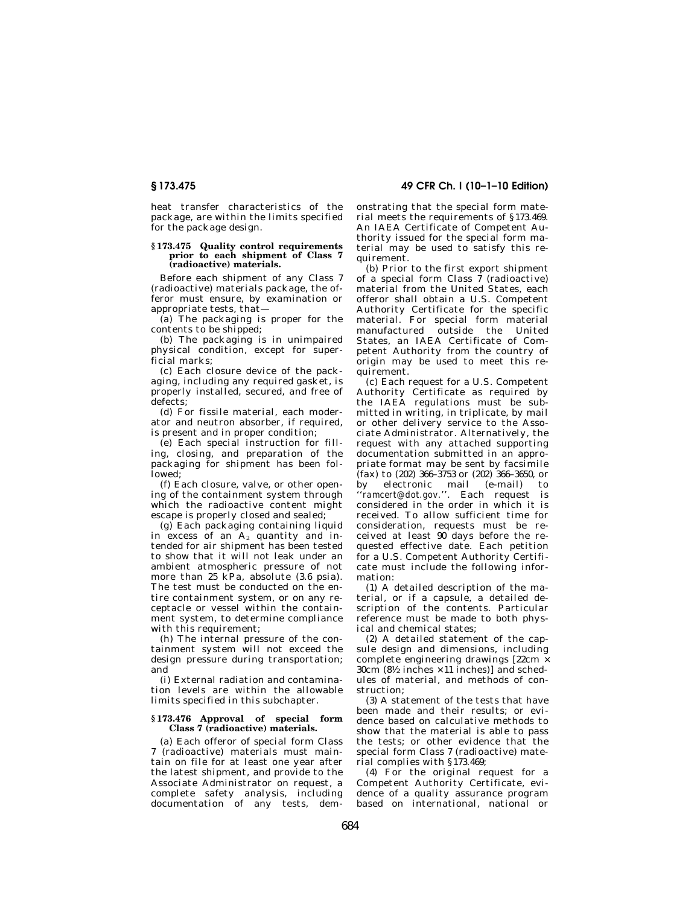heat transfer characteristics of the package, are within the limits specified for the package design.

### § 173.475 Quality control requirements prior to each shipment of Class 7 (radioactive) materials.

Before each shipment of any Class 7 (radioactive) materials package, the offeror must ensure, by examination or appropriate tests, that—

(a) The packaging is proper for the contents to be shipped;

(b) The packaging is in unimpaired physical condition, except for superficial marks;

(c) Each closure device of the packaging, including any required gasket, is properly installed, secured, and free of defects;

(d) For fissile material, each moderator and neutron absorber, if required, is present and in proper condition;

(e) Each special instruction for filling, closing, and preparation of the packaging for shipment has been followed;

(f) Each closure, valve, or other opening of the containment system through which the radioactive content might escape is properly closed and sealed;

(g) Each packaging containing liquid in excess of an $A_2$ quantity and intended for air shipment has been tested to show that it will not leak under an ambient atmospheric pressure of not more than 25 kPa, absolute (3.6 psia). The test must be conducted on the entire containment system, or on any receptacle or vessel within the containment system, to determine compliance with this requirement;

(h) The internal pressure of the containment system will not exceed the design pressure during transportation; and

(i) External radiation and contamination levels are within the allowable limits specified in this subchapter.

### § 173.476 Approval of special form Class 7 (radioactive) materials.

(a) Each offeror of special form Class 7 (radioactive) materials must maintain on file for at least one year after the latest shipment, and provide to the Associate Administrator on request, a complete safety analysis, including documentation of any tests, demonstrating that the special form material meets the requirements of § 173.469. An IAEA Certificate of Competent Authority issued for the special form material may be used to satisfy this requirement.

(b) Prior to the first export shipment of a special form Class 7 (radioactive) material from the United States, each offeror shall obtain a U.S. Competent Authority Certificate for the specific material. For special form material manufactured outside the United States, an IAEA Certificate of Competent Authority from the country of origin may be used to meet this requirement.

(c) Each request for a U.S. Competent Authority Certificate as required by the IAEA regulations must be submitted in writing, in triplicate, by mail or other delivery service to the Associate Administrator. Alternatively, the request with any attached supporting documentation submitted in an appropriate format may be sent by facsimile (fax) to (202) 366–3753 or (202) 366–3650, or by electronic mail (e-mail) to ''*ramcert@dot.gov*.''. Each request is considered in the order in which it is received. To allow sufficient time for consideration, requests must be received at least 90 days before the requested effective date. Each petition for a U.S. Competent Authority Certificate must include the following information:

(1) A detailed description of the material, or if a capsule, a detailed description of the contents. Particular reference must be made to both physical and chemical states;

(2) A detailed statement of the capsule design and dimensions, including complete engineering drawings [22cm × 30cm (8½ inches × 11 inches)] and schedules of material, and methods of construction;

(3) A statement of the tests that have been made and their results; or evidence based on calculative methods to show that the material is able to pass the tests; or other evidence that the special form Class 7 (radioactive) material complies with § 173.469;

(4) For the original request for a Competent Authority Certificate, evidence of a quality assurance program based on international, national or